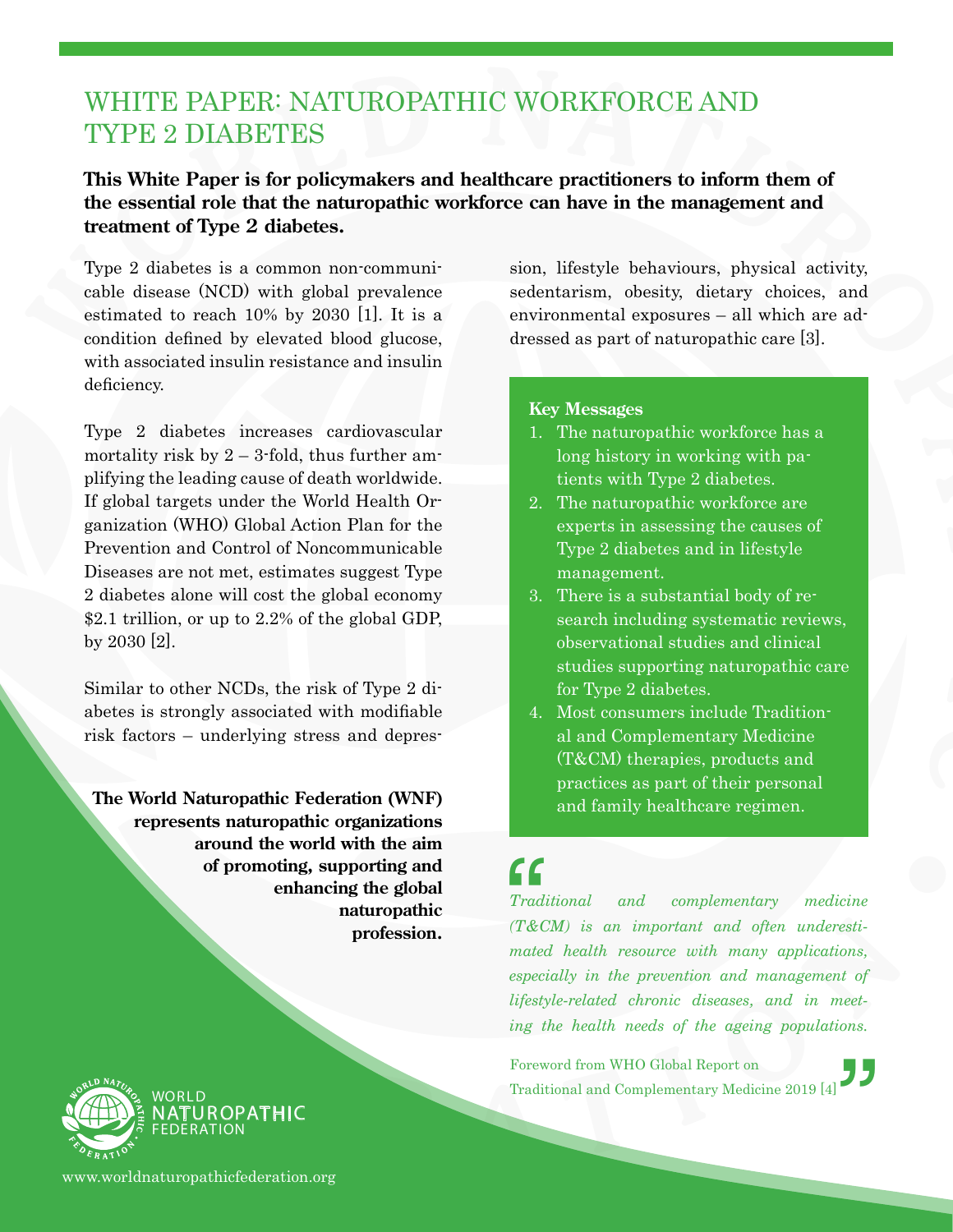# WHITE PAPER: NATUROPATHIC WORKFORCE AND TYPE 2 DIABETES

**This White Paper is for policymakers and healthcare practitioners to inform them of the essential role that the naturopathic workforce can have in the management and treatment of Type 2 diabetes.**

Type 2 diabetes is a common non-communicable disease (NCD) with global prevalence estimated to reach 10% by 2030 [1]. It is a condition defined by elevated blood glucose, with associated insulin resistance and insulin deficiency.

Type 2 diabetes increases cardiovascular mortality risk by 2 – 3-fold, thus further amplifying the leading cause of death worldwide. If global targets under the World Health Organization (WHO) Global Action Plan for the Prevention and Control of Noncommunicable Diseases are not met, estimates suggest Type 2 diabetes alone will cost the global economy $2.1 trillion, or up to 2.2% of the global GDP, by 2030 [2].

Similar to other NCDs, the risk of Type 2 diabetes is strongly associated with modifiable risk factors – underlying stress and depression, lifestyle behaviours, physical activity, sedentarism, obesity, dietary choices, and environmental exposures – all which are addressed as part of naturopathic care [3].

**The World Naturopathic Federation (WNF) represents naturopathic organizations around the world with the aim of promoting, supporting and enhancing the global naturopathic profession.**

**Key Messages**

1. The naturopathic workforce has a long history in working with patients with Type 2 diabetes.
2. The naturopathic workforce are experts in assessing the causes of Type 2 diabetes and in lifestyle management.
3. There is a substantial body of research including systematic reviews, observational studies and clinical studies supporting naturopathic care for Type 2 diabetes.
4. Most consumers include Traditional and Complementary Medicine (T&CM) therapies, products and practices as part of their personal and family healthcare regimen.

> *"Traditional and complementary medicine (T&CM) is an important and often underestimated health resource with many applications, especially in the prevention and management of lifestyle-related chronic diseases, and in meeting the health needs of the ageing populations."*
>
> Foreword from WHO Global Report on Traditional and Complementary Medicine 2019 [4]

WORLD NATUROPATHIC FEDERATION

www.worldnaturopathicfederation.org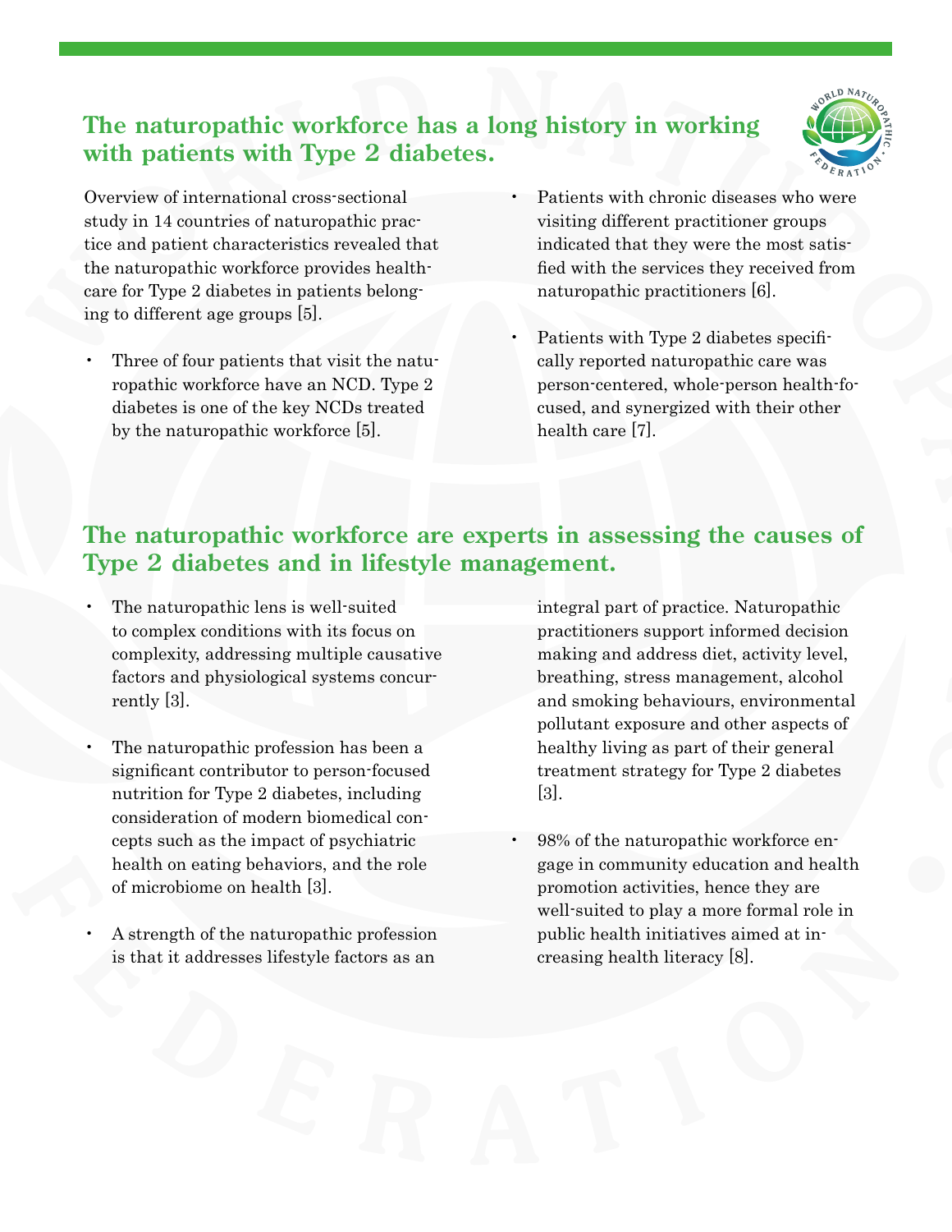## The naturopathic workforce has a long history in working with patients with Type 2 diabetes.

Overview of international cross-sectional study in 14 countries of naturopathic practice and patient characteristics revealed that the naturopathic workforce provides healthcare for Type 2 diabetes in patients belonging to different age groups [5].

- Three of four patients that visit the naturopathic workforce have an NCD. Type 2 diabetes is one of the key NCDs treated by the naturopathic workforce [5].
- Patients with chronic diseases who were visiting different practitioner groups indicated that they were the most satisfied with the services they received from naturopathic practitioners [6].
- Patients with Type 2 diabetes specifically reported naturopathic care was person-centered, whole-person health-focused, and synergized with their other health care [7].

## The naturopathic workforce are experts in assessing the causes of Type 2 diabetes and in lifestyle management.

- The naturopathic lens is well-suited to complex conditions with its focus on complexity, addressing multiple causative factors and physiological systems concurrently [3].
- The naturopathic profession has been a significant contributor to person-focused nutrition for Type 2 diabetes, including consideration of modern biomedical concepts such as the impact of psychiatric health on eating behaviors, and the role of microbiome on health [3].
- A strength of the naturopathic profession is that it addresses lifestyle factors as an integral part of practice. Naturopathic practitioners support informed decision making and address diet, activity level, breathing, stress management, alcohol and smoking behaviours, environmental pollutant exposure and other aspects of healthy living as part of their general treatment strategy for Type 2 diabetes [3].
- 98% of the naturopathic workforce engage in community education and health promotion activities, hence they are well-suited to play a more formal role in public health initiatives aimed at increasing health literacy [8].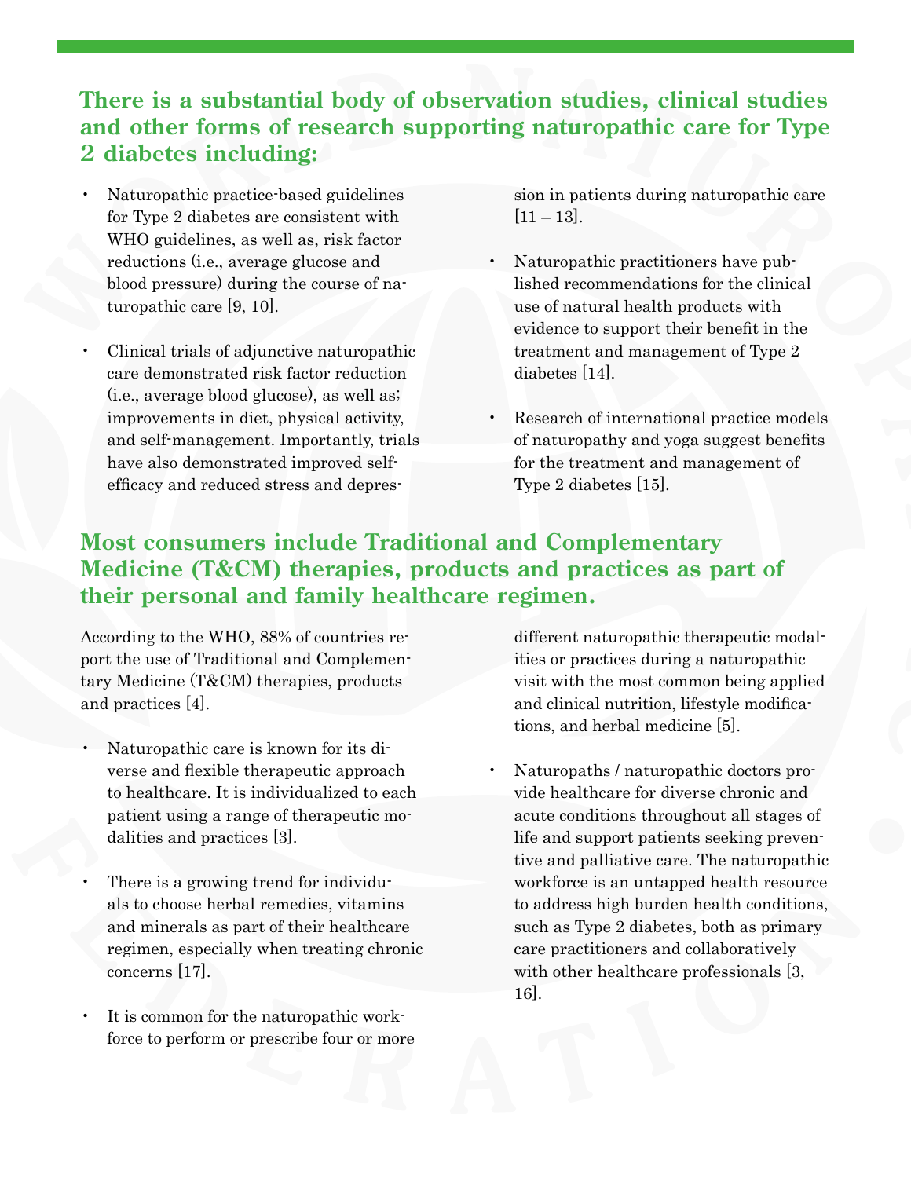## There is a substantial body of observation studies, clinical studies and other forms of research supporting naturopathic care for Type 2 diabetes including:

- Naturopathic practice-based guidelines for Type 2 diabetes are consistent with WHO guidelines, as well as, risk factor reductions (i.e., average glucose and blood pressure) during the course of naturopathic care [9, 10].
- Clinical trials of adjunctive naturopathic care demonstrated risk factor reduction (i.e., average blood glucose), as well as; improvements in diet, physical activity, and self-management. Importantly, trials have also demonstrated improved self-efficacy and reduced stress and depression in patients during naturopathic care [11 – 13].
- Naturopathic practitioners have published recommendations for the clinical use of natural health products with evidence to support their benefit in the treatment and management of Type 2 diabetes [14].
- Research of international practice models of naturopathy and yoga suggest benefits for the treatment and management of Type 2 diabetes [15].

## Most consumers include Traditional and Complementary Medicine (T&CM) therapies, products and practices as part of their personal and family healthcare regimen.

According to the WHO, 88% of countries report the use of Traditional and Complementary Medicine (T&CM) therapies, products and practices [4].

- Naturopathic care is known for its diverse and flexible therapeutic approach to healthcare. It is individualized to each patient using a range of therapeutic modalities and practices [3].
- There is a growing trend for individuals to choose herbal remedies, vitamins and minerals as part of their healthcare regimen, especially when treating chronic concerns [17].
- It is common for the naturopathic workforce to perform or prescribe four or more different naturopathic therapeutic modalities or practices during a naturopathic visit with the most common being applied and clinical nutrition, lifestyle modifications, and herbal medicine [5].
- Naturopaths / naturopathic doctors provide healthcare for diverse chronic and acute conditions throughout all stages of life and support patients seeking preventive and palliative care. The naturopathic workforce is an untapped health resource to address high burden health conditions, such as Type 2 diabetes, both as primary care practitioners and collaboratively with other healthcare professionals [3, 16].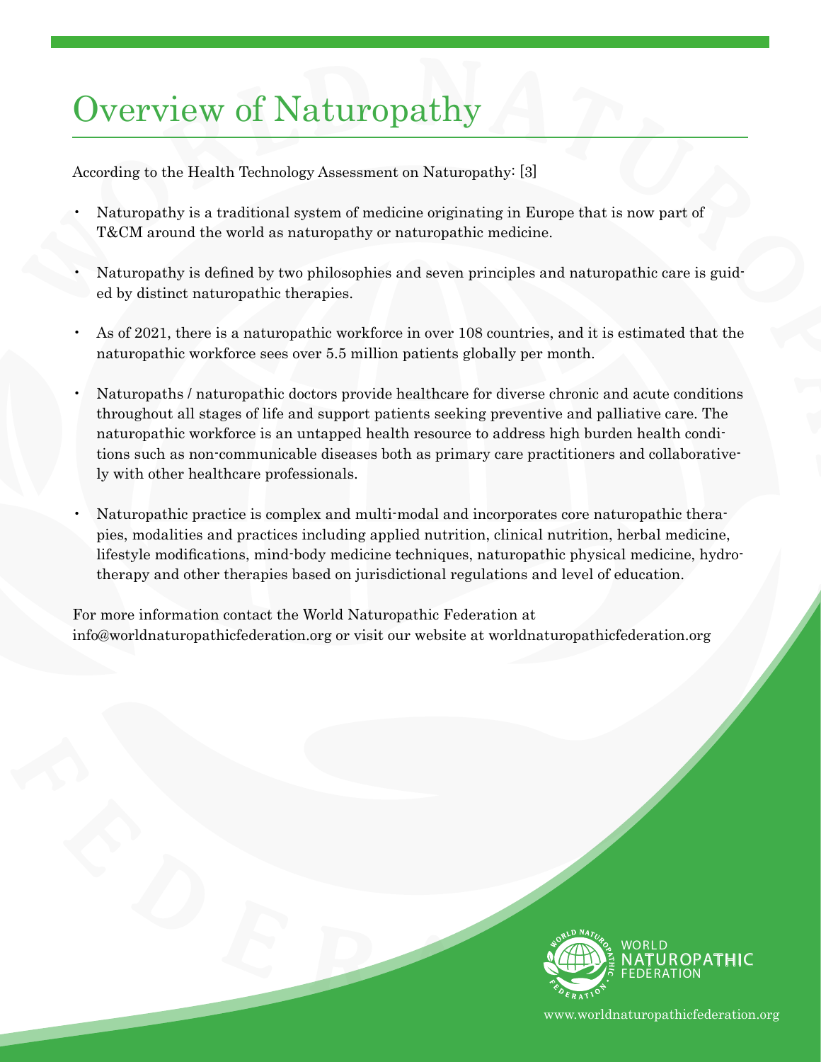# Overview of Naturopathy

According to the Health Technology Assessment on Naturopathy: [3]

- Naturopathy is a traditional system of medicine originating in Europe that is now part of T&CM around the world as naturopathy or naturopathic medicine.
- Naturopathy is defined by two philosophies and seven principles and naturopathic care is guided by distinct naturopathic therapies.
- As of 2021, there is a naturopathic workforce in over 108 countries, and it is estimated that the naturopathic workforce sees over 5.5 million patients globally per month.
- Naturopaths / naturopathic doctors provide healthcare for diverse chronic and acute conditions throughout all stages of life and support patients seeking preventive and palliative care. The naturopathic workforce is an untapped health resource to address high burden health conditions such as non-communicable diseases both as primary care practitioners and collaboratively with other healthcare professionals.
- Naturopathic practice is complex and multi-modal and incorporates core naturopathic therapies, modalities and practices including applied nutrition, clinical nutrition, herbal medicine, lifestyle modifications, mind-body medicine techniques, naturopathic physical medicine, hydrotherapy and other therapies based on jurisdictional regulations and level of education.

For more information contact the World Naturopathic Federation at info@worldnaturopathicfederation.org or visit our website at worldnaturopathicfederation.org

WORLD NATUROPATHIC FEDERATION

www.worldnaturopathicfederation.org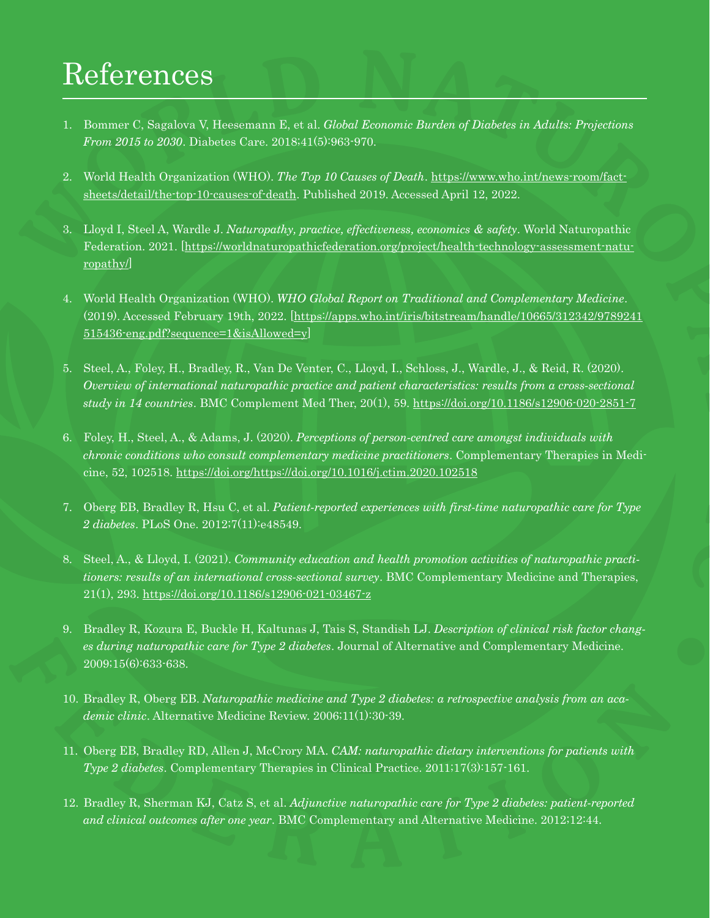# References

1. Bommer C, Sagalova V, Heesemann E, et al. *Global Economic Burden of Diabetes in Adults: Projections From 2015 to 2030*. Diabetes Care. 2018;41(5):963-970.

2. World Health Organization (WHO). *The Top 10 Causes of Death*. https://www.who.int/news-room/fact-sheets/detail/the-top-10-causes-of-death. Published 2019. Accessed April 12, 2022.

3. Lloyd I, Steel A, Wardle J. *Naturopathy, practice, effectiveness, economics & safety*. World Naturopathic Federation. 2021. [https://worldnaturopathicfederation.org/project/health-technology-assessment-naturopathy/]

4. World Health Organization (WHO). *WHO Global Report on Traditional and Complementary Medicine*. (2019). Accessed February 19th, 2022. [https://apps.who.int/iris/bitstream/handle/10665/312342/9789241515436-eng.pdf?sequence=1&isAllowed=y]

5. Steel, A., Foley, H., Bradley, R., Van De Venter, C., Lloyd, I., Schloss, J., Wardle, J., & Reid, R. (2020). *Overview of international naturopathic practice and patient characteristics: results from a cross-sectional study in 14 countries*. BMC Complement Med Ther, 20(1), 59. https://doi.org/10.1186/s12906-020-2851-7

6. Foley, H., Steel, A., & Adams, J. (2020). *Perceptions of person-centred care amongst individuals with chronic conditions who consult complementary medicine practitioners*. Complementary Therapies in Medicine, 52, 102518. https://doi.org/https://doi.org/10.1016/j.ctim.2020.102518

7. Oberg EB, Bradley R, Hsu C, et al. *Patient-reported experiences with first-time naturopathic care for Type 2 diabetes*. PLoS One. 2012;7(11):e48549.

8. Steel, A., & Lloyd, I. (2021). *Community education and health promotion activities of naturopathic practitioners: results of an international cross-sectional survey*. BMC Complementary Medicine and Therapies, 21(1), 293. https://doi.org/10.1186/s12906-021-03467-z

9. Bradley R, Kozura E, Buckle H, Kaltunas J, Tais S, Standish LJ. *Description of clinical risk factor changes during naturopathic care for Type 2 diabetes*. Journal of Alternative and Complementary Medicine. 2009;15(6):633-638.

10. Bradley R, Oberg EB. *Naturopathic medicine and Type 2 diabetes: a retrospective analysis from an academic clinic*. Alternative Medicine Review. 2006;11(1):30-39.

11. Oberg EB, Bradley RD, Allen J, McCrory MA. *CAM: naturopathic dietary interventions for patients with Type 2 diabetes*. Complementary Therapies in Clinical Practice. 2011;17(3):157-161.

12. Bradley R, Sherman KJ, Catz S, et al. *Adjunctive naturopathic care for Type 2 diabetes: patient-reported and clinical outcomes after one year*. BMC Complementary and Alternative Medicine. 2012;12:44.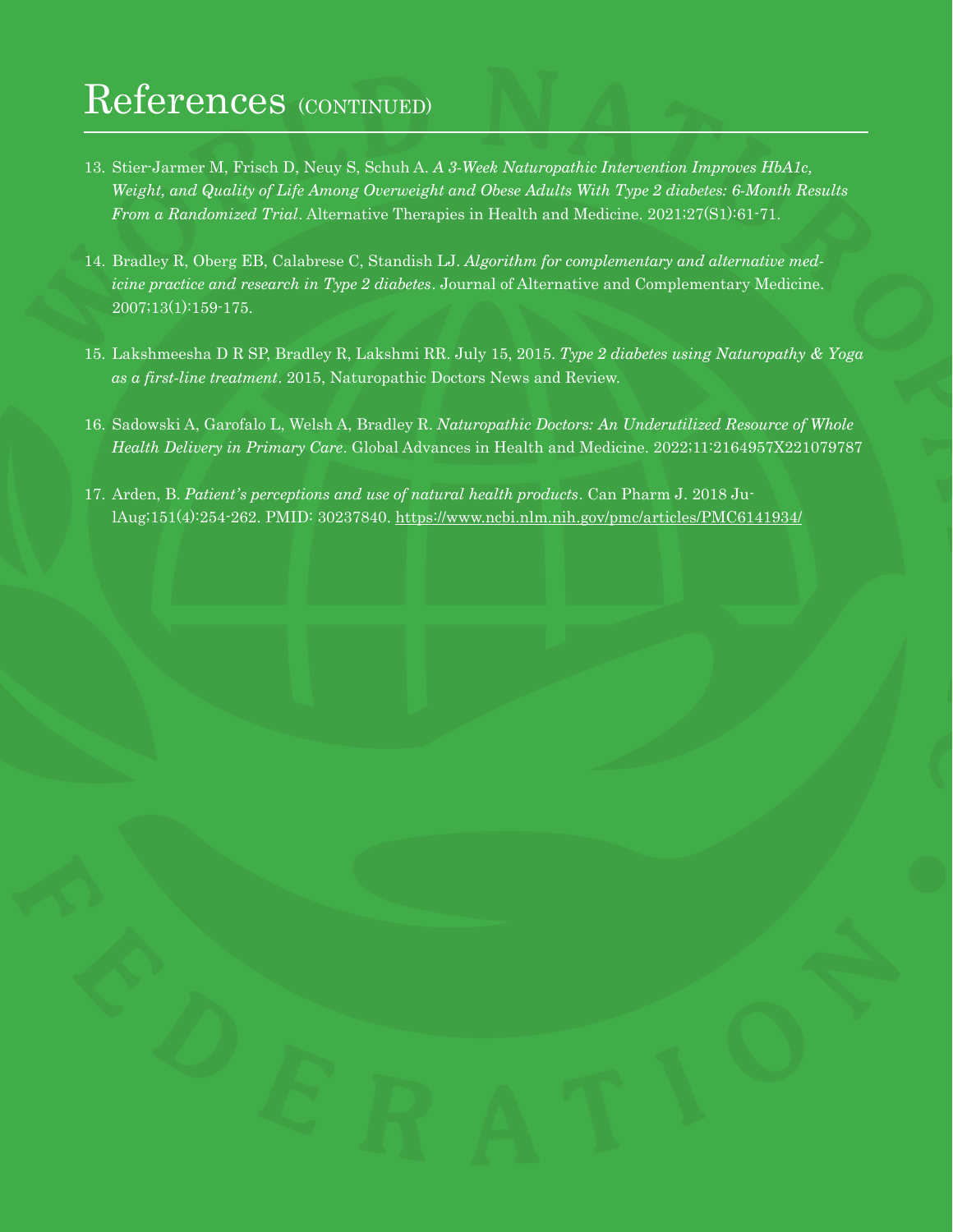# References (CONTINUED)

13. Stier-Jarmer M, Frisch D, Neuy S, Schuh A. *A 3-Week Naturopathic Intervention Improves HbA1c, Weight, and Quality of Life Among Overweight and Obese Adults With Type 2 diabetes: 6-Month Results From a Randomized Trial*. Alternative Therapies in Health and Medicine. 2021;27(S1):61-71.

14. Bradley R, Oberg EB, Calabrese C, Standish LJ. *Algorithm for complementary and alternative medicine practice and research in Type 2 diabetes*. Journal of Alternative and Complementary Medicine. 2007;13(1):159-175.

15. Lakshmeesha D R SP, Bradley R, Lakshmi RR. July 15, 2015. *Type 2 diabetes using Naturopathy & Yoga as a first-line treatment*. 2015, Naturopathic Doctors News and Review.

16. Sadowski A, Garofalo L, Welsh A, Bradley R. *Naturopathic Doctors: An Underutilized Resource of Whole Health Delivery in Primary Care*. Global Advances in Health and Medicine. 2022;11:2164957X221079787

17. Arden, B. *Patient's perceptions and use of natural health products*. Can Pharm J. 2018 JulAug;151(4):254-262. PMID: 30237840. https://www.ncbi.nlm.nih.gov/pmc/articles/PMC6141934/